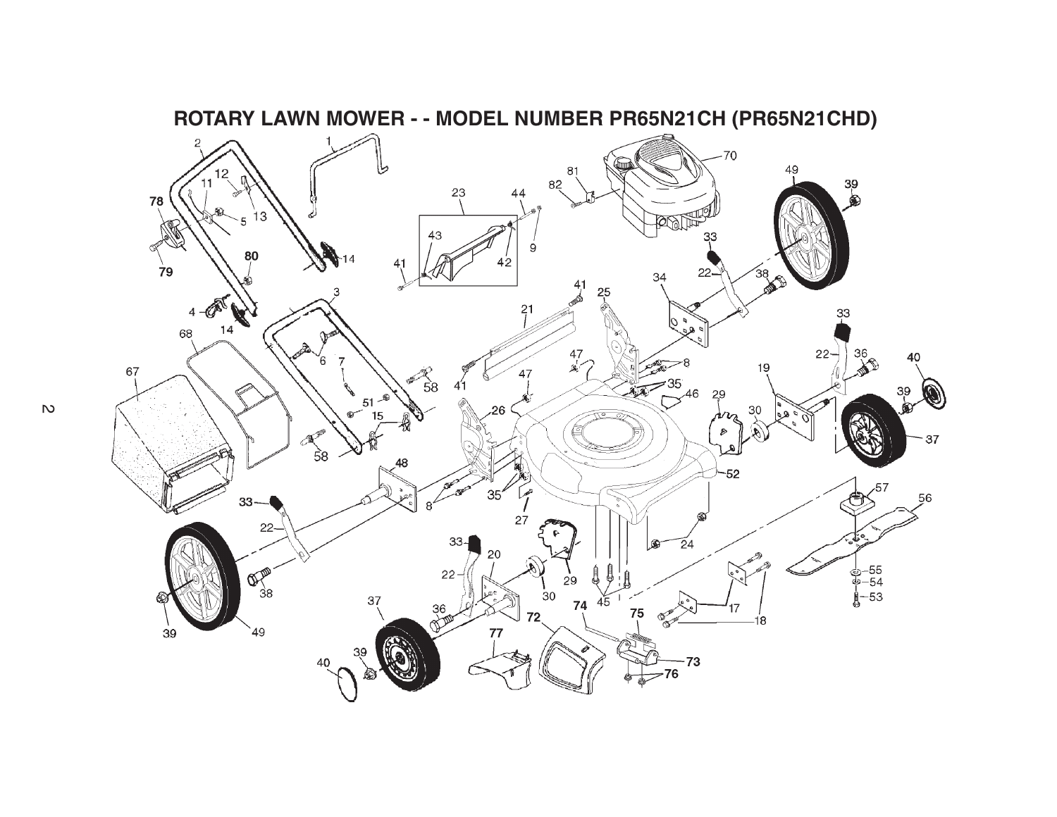# ROTARY LAWN MOWER - - MODEL NUMBER PR65N21CH (PR65N21CHD)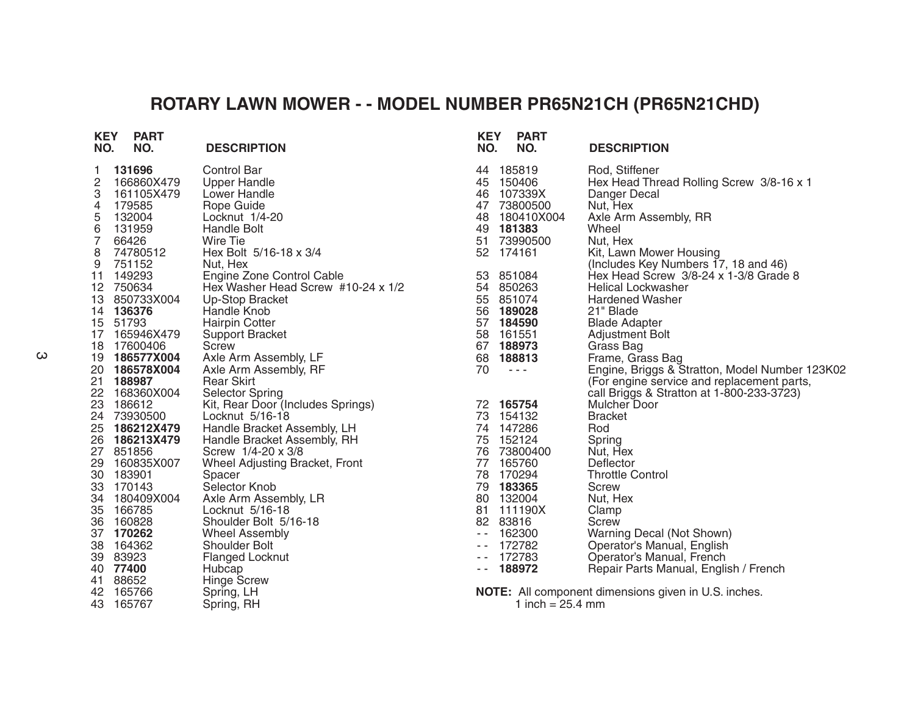## ROTARY LAWN MOWER - - MODEL NUMBER PR65N21CH (PR65N21CHD)

| KEY NO. | PART NO. | DESCRIPTION |
|---|---|---|
| 1 | **131696** | Control Bar |
| 2 | 166860X479 | Upper Handle |
| 3 | 161105X479 | Lower Handle |
| 4 | 179585 | Rope Guide |
| 5 | 132004 | Locknut 1/4-20 |
| 6 | 131959 | Handle Bolt |
| 7 | 66426 | Wire Tie |
| 8 | 74780512 | Hex Bolt 5/16-18 x 3/4 |
| 9 | 751152 | Nut, Hex |
| 11 | 149293 | Engine Zone Control Cable |
| 12 | 750634 | Hex Washer Head Screw #10-24 x 1/2 |
| 13 | 850733X004 | Up-Stop Bracket |
| 14 | **136376** | Handle Knob |
| 15 | 51793 | Hairpin Cotter |
| 17 | 165946X479 | Support Bracket |
| 18 | 17600406 | Screw |
| 19 | **186577X004** | Axle Arm Assembly, LF |
| 20 | **186578X004** | Axle Arm Assembly, RF |
| 21 | **188987** | Rear Skirt |
| 22 | 168360X004 | Selector Spring |
| 23 | 186612 | Kit, Rear Door (Includes Springs) |
| 24 | 73930500 | Locknut 5/16-18 |
| 25 | **186212X479** | Handle Bracket Assembly, LH |
| 26 | **186213X479** | Handle Bracket Assembly, RH |
| 27 | 851856 | Screw 1/4-20 x 3/8 |
| 29 | 160835X007 | Wheel Adjusting Bracket, Front |
| 30 | 183901 | Spacer |
| 33 | 170143 | Selector Knob |
| 34 | 180409X004 | Axle Arm Assembly, LR |
| 35 | 166785 | Locknut 5/16-18 |
| 36 | 160828 | Shoulder Bolt 5/16-18 |
| 37 | **170262** | Wheel Assembly |
| 38 | 164362 | Shoulder Bolt |
| 39 | 83923 | Flanged Locknut |
| 40 | **77400** | Hubcap |
| 41 | 88652 | Hinge Screw |
| 42 | 165766 | Spring, LH |
| 43 | 165767 | Spring, RH |
| 44 | 185819 | Rod, Stiffener |
| 45 | 150406 | Hex Head Thread Rolling Screw 3/8-16 x 1 |
| 46 | 107339X | Danger Decal |
| 47 | 73800500 | Nut, Hex |
| 48 | 180410X004 | Axle Arm Assembly, RR |
| 49 | **181383** | Wheel |
| 51 | 73990500 | Nut, Hex |
| 52 | 174161 | Kit, Lawn Mower Housing (Includes Key Numbers 17, 18 and 46) |
| 53 | 851084 | Hex Head Screw 3/8-24 x 1-3/8 Grade 8 |
| 54 | 850263 | Helical Lockwasher |
| 55 | 851074 | Hardened Washer |
| 56 | **189028** | 21" Blade |
| 57 | **184590** | Blade Adapter |
| 58 | 161551 | Adjustment Bolt |
| 67 | **188973** | Grass Bag |
| 68 | **188813** | Frame, Grass Bag |
| 70 | - - - | Engine, Briggs & Stratton, Model Number 123K02 (For engine service and replacement parts, call Briggs & Stratton at 1-800-233-3723) |
| 72 | **165754** | Mulcher Door |
| 73 | 154132 | Bracket |
| 74 | 147286 | Rod |
| 75 | 152124 | Spring |
| 76 | 73800400 | Nut, Hex |
| 77 | 165760 | Deflector |
| 78 | 170294 | Throttle Control |
| 79 | **183365** | Screw |
| 80 | 132004 | Nut, Hex |
| 81 | 111190X | Clamp |
| 82 | 83816 | Screw |
| - - | 162300 | Warning Decal (Not Shown) |
| - - | 172782 | Operator's Manual, English |
| - - | 172783 | Operator's Manual, French |
| - - | **188972** | Repair Parts Manual, English / French |

**NOTE:** All component dimensions given in U.S. inches.
1 inch = 25.4 mm